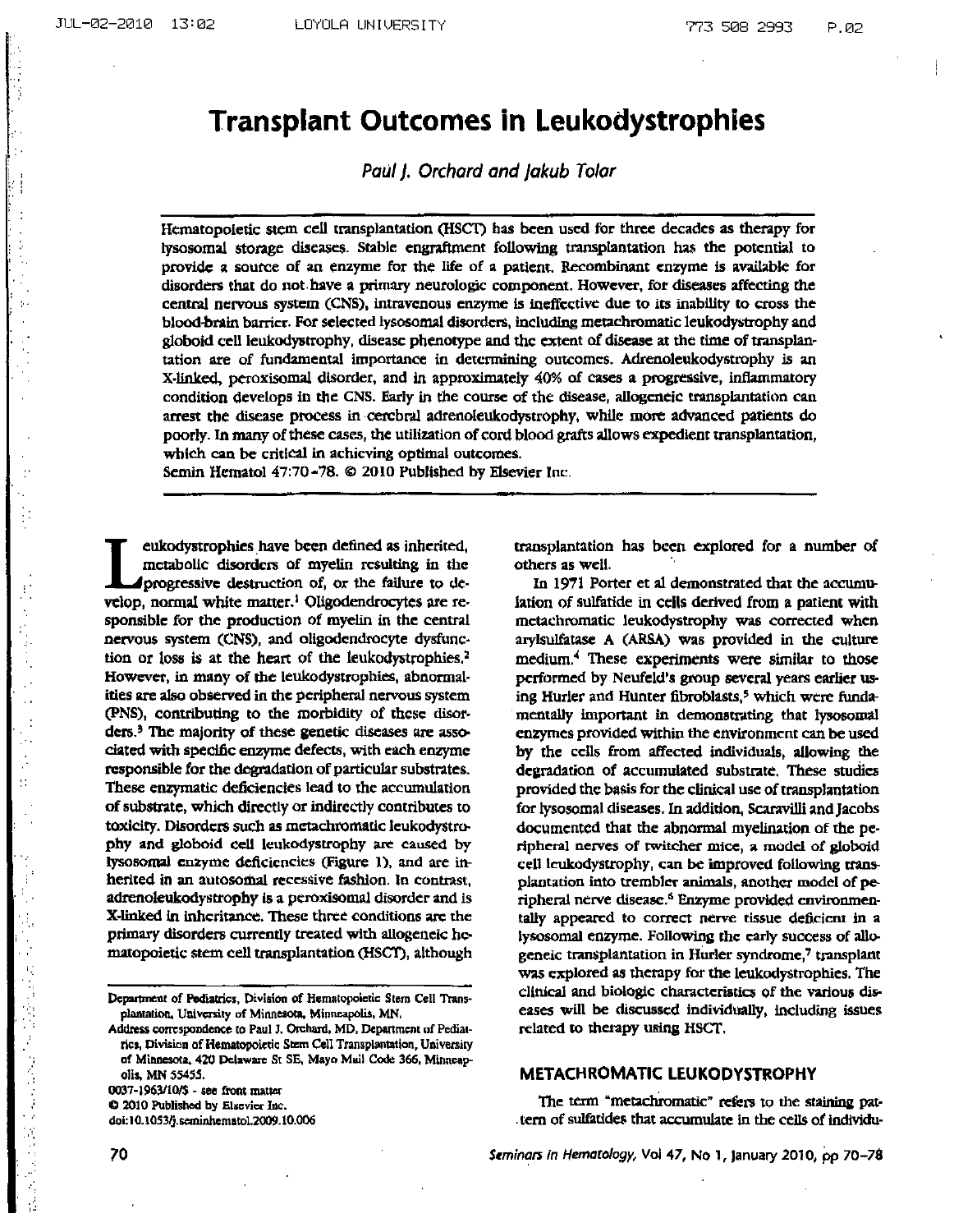# Transplant Outcomes in Leukodystrophies

*Paul J. Orchard and Jakub Tolar*

Hematopoietic stem cell transplantation (HSCT) has been used for three decades as therapy for lysosomal storage diseases. Stable engraftment following transplantation has the potential to provide a source of an enzyme for the life of a patient. Recombinant enzyme is available for disorders that do not have a primary neurologic component. However, for diseases affecting the central nervous system (CNS), intravenous enzyme is ineffective due to its inability to cross the blood-brain barrier. For selected lysosomal disorders, including metachromatic leukodystrophy and globoid cell leukodystrophy, disease phenotype and the extent of disease at the time of transplantation are of fundamental importance in determining outcomes. Adrenoleukodystrophy is an X-linked, peroxisomal disorder, and in approximately 40% of cases a progressive, inflammatory condition develops in the CNS. Early in the course of the disease, allogeneic transplantation can arrest the disease process in cerebral adrenoleukodystrophy, while more advanced patients do poorly. In many of these cases, the utilization of cord blood grafts allows expedient transplantation, which can be critical in achieving optimal outcomes.

Semin Hematol 47:70-78. © 2010 Published by Elsevier Inc.

---

Leukodystrophies have been defined as inherited, metabolic disorders of myelin resulting in the progressive destruction of, or the failure to develop, normal white matter.[1] Oligodendrocytes are responsible for the production of myelin in the central nervous system (CNS), and oligodendrocyte dysfunction or loss is at the heart of the leukodystrophies.[2] However, in many of the leukodystrophies, abnormalities are also observed in the peripheral nervous system (PNS), contributing to the morbidity of these disorders.[3] The majority of these genetic diseases are associated with specific enzyme defects, with each enzyme responsible for the degradation of particular substrates. These enzymatic deficiencies lead to the accumulation of substrate, which directly or indirectly contributes to toxicity. Disorders such as metachromatic leukodystrophy and globoid cell leukodystrophy are caused by lysosomal enzyme deficiencies (Figure 1), and are inherited in an autosomal recessive fashion. In contrast, adrenoleukodystrophy is a peroxisomal disorder and is X-linked in inheritance. These three conditions are the primary disorders currently treated with allogeneic hematopoietic stem cell transplantation (HSCT), although transplantation has been explored for a number of others as well.

In 1971 Porter et al demonstrated that the accumulation of sulfatide in cells derived from a patient with metachromatic leukodystrophy was corrected when arylsulfatase A (ARSA) was provided in the culture medium.[4] These experiments were similar to those performed by Neufeld's group several years earlier using Hurler and Hunter fibroblasts,[5] which were fundamentally important in demonstrating that lysosomal enzymes provided within the environment can be used by the cells from affected individuals, allowing the degradation of accumulated substrate. These studies provided the basis for the clinical use of transplantation for lysosomal diseases. In addition, Scaravilli and Jacobs documented that the abnormal myelination of the peripheral nerves of twitcher mice, a model of globoid cell leukodystrophy, can be improved following transplantation into trembler animals, another model of peripheral nerve disease.[6] Enzyme provided environmentally appeared to correct nerve tissue deficient in a lysosomal enzyme. Following the early success of allogeneic transplantation in Hurler syndrome,[7] transplant was explored as therapy for the leukodystrophies. The clinical and biologic characteristics of the various diseases will be discussed individually, including issues related to therapy using HSCT.

## METACHROMATIC LEUKODYSTROPHY

The term "metachromatic" refers to the staining pattern of sulfatides that accumulate in the cells of individu-

---

Department of Pediatrics, Division of Hematopoietic Stem Cell Transplantation, University of Minnesota, Minneapolis, MN.

Address correspondence to Paul J. Orchard, MD, Department of Pediatrics, Division of Hematopoietic Stem Cell Transplantation, University of Minnesota, 420 Delaware St SE, Mayo Mail Code 366, Minneapolis, MN 55455.

0037-1963/10/$ - see front matter

© 2010 Published by Elsevier Inc.

doi:10.1053/j.seminhematol.2009.10.006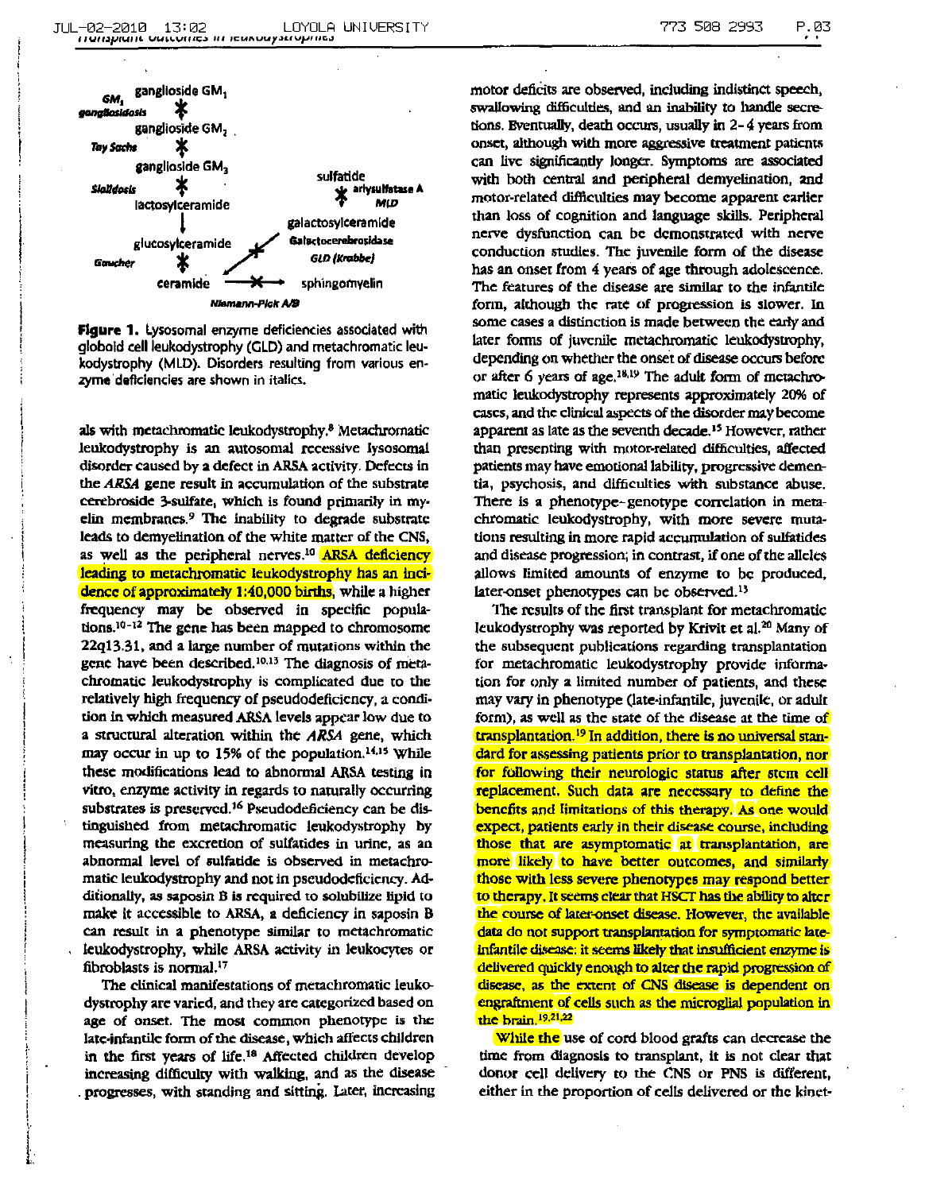**Figure 1.** Lysosomal enzyme deficiencies associated with globoid cell leukodystrophy (GLD) and metachromatic leukodystrophy (MLD). Disorders resulting from various enzyme deficiencies are shown in italics.

als with metachromatic leukodystrophy.[8] Metachromatic leukodystrophy is an autosomal recessive lysosomal disorder caused by a defect in ARSA activity. Defects in the *ARSA* gene result in accumulation of the substrate cerebroside 3-sulfate, which is found primarily in myelin membranes.[9] The inability to degrade substrate leads to demyelination of the white matter of the CNS, as well as the peripheral nerves.[10] ARSA deficiency leading to metachromatic leukodystrophy has an incidence of approximately 1:40,000 births, while a higher frequency may be observed in specific populations.[10-12] The gene has been mapped to chromosome 22q13.31, and a large number of mutations within the gene have been described.[10,13] The diagnosis of metachromatic leukodystrophy is complicated due to the relatively high frequency of pseudodeficiency, a condition in which measured ARSA levels appear low due to a structural alteration within the *ARSA* gene, which may occur in up to 15% of the population.[14,15] While these modifications lead to abnormal ARSA testing in vitro, enzyme activity in regards to naturally occurring substrates is preserved.[16] Pseudodeficiency can be distinguished from metachromatic leukodystrophy by measuring the excretion of sulfatides in urine, as an abnormal level of sulfatide is observed in metachromatic leukodystrophy and not in pseudodeficiency. Additionally, as saposin B is required to solubilize lipid to make it accessible to ARSA, a deficiency in saposin B can result in a phenotype similar to metachromatic leukodystrophy, while ARSA activity in leukocytes or fibroblasts is normal.[17]

The clinical manifestations of metachromatic leukodystrophy are varied, and they are categorized based on age of onset. The most common phenotype is the late-infantile form of the disease, which affects children in the first years of life.[18] Affected children develop increasing difficulty with walking, and as the disease progresses, with standing and sitting. Later, increasing motor deficits are observed, including indistinct speech, swallowing difficulties, and an inability to handle secretions. Eventually, death occurs, usually in 2–4 years from onset, although with more aggressive treatment patients can live significantly longer. Symptoms are associated with both central and peripheral demyelination, and motor-related difficulties may become apparent earlier than loss of cognition and language skills. Peripheral nerve dysfunction can be demonstrated with nerve conduction studies. The juvenile form of the disease has an onset from 4 years of age through adolescence. The features of the disease are similar to the infantile form, although the rate of progression is slower. In some cases a distinction is made between the early and later forms of juvenile metachromatic leukodystrophy, depending on whether the onset of disease occurs before or after 6 years of age.[18,19] The adult form of metachromatic leukodystrophy represents approximately 20% of cases, and the clinical aspects of the disorder may become apparent as late as the seventh decade.[15] However, rather than presenting with motor-related difficulties, affected patients may have emotional lability, progressive dementia, psychosis, and difficulties with substance abuse. There is a phenotype–genotype correlation in metachromatic leukodystrophy, with more severe mutations resulting in more rapid accumulation of sulfatides and disease progression; in contrast, if one of the alleles allows limited amounts of enzyme to be produced, later-onset phenotypes can be observed.[13]

The results of the first transplant for metachromatic leukodystrophy was reported by Krivit et al.[20] Many of the subsequent publications regarding transplantation for metachromatic leukodystrophy provide information for only a limited number of patients, and these may vary in phenotype (late-infantile, juvenile, or adult form), as well as the state of the disease at the time of transplantation.[19] In addition, there is no universal standard for assessing patients prior to transplantation, nor for following their neurologic status after stem cell replacement. Such data are necessary to define the benefits and limitations of this therapy. As one would expect, patients early in their disease course, including those that are asymptomatic at transplantation, are more likely to have better outcomes, and similarly those with less severe phenotypes may respond better to therapy. It seems clear that HSCT has the ability to alter the course of later-onset disease. However, the available data do not support transplantation for symptomatic late-infantile disease: it seems likely that insufficient enzyme is delivered quickly enough to alter the rapid progression of disease, as the extent of CNS disease is dependent on engraftment of cells such as the microglial population in the brain.[19,21,22]

While the use of cord blood grafts can decrease the time from diagnosis to transplant, it is not clear that donor cell delivery to the CNS or PNS is different, either in the proportion of cells delivered or the kinet-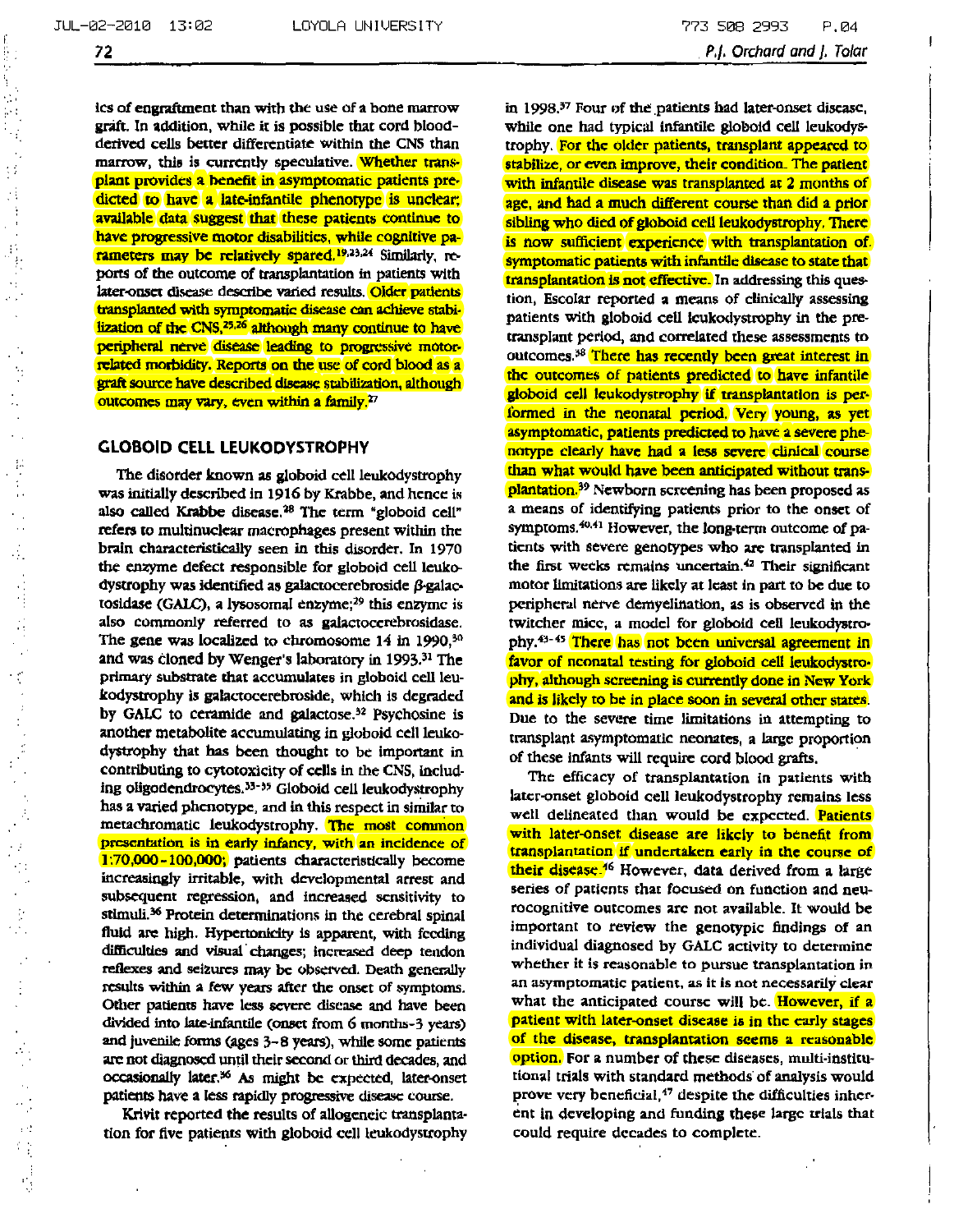ics of engraftment than with the use of a bone marrow graft. In addition, while it is possible that cord blood-derived cells better differentiate within the CNS than marrow, this is currently speculative. Whether transplant provides a benefit in asymptomatic patients predicted to have a late-infantile phenotype is unclear; available data suggest that these patients continue to have progressive motor disabilities, while cognitive parameters may be relatively spared.[19,23,24] Similarly, reports of the outcome of transplantation in patients with later-onset disease describe varied results. Older patients transplanted with symptomatic disease can achieve stabilization of the CNS,[25,26] although many continue to have peripheral nerve disease leading to progressive motor-related morbidity. Reports on the use of cord blood as a graft source have described disease stabilization, although outcomes may vary, even within a family.[27]

## GLOBOID CELL LEUKODYSTROPHY

The disorder known as globoid cell leukodystrophy was initially described in 1916 by Krabbe, and hence is also called Krabbe disease.[28] The term "globoid cell" refers to multinuclear macrophages present within the brain characteristically seen in this disorder. In 1970 the enzyme defect responsible for globoid cell leukodystrophy was identified as galactocerebroside $\beta$-galactosidase (GALC), a lysosomal enzyme;[29] this enzyme is also commonly referred to as galactocerebrosidase. The gene was localized to chromosome 14 in 1990,[30] and was cloned by Wenger's laboratory in 1993.[31] The primary substrate that accumulates in globoid cell leukodystrophy is galactocerebroside, which is degraded by GALC to ceramide and galactose.[32] Psychosine is another metabolite accumulating in globoid cell leukodystrophy that has been thought to be important in contributing to cytotoxicity of cells in the CNS, including oligodendrocytes.[33-35] Globoid cell leukodystrophy has a varied phenotype, and in this respect in similar to metachromatic leukodystrophy. The most common presentation is in early infancy, with an incidence of 1:70,000-100,000; patients characteristically become increasingly irritable, with developmental arrest and subsequent regression, and increased sensitivity to stimuli.[36] Protein determinations in the cerebral spinal fluid are high. Hypertonicity is apparent, with feeding difficulties and visual changes; increased deep tendon reflexes and seizures may be observed. Death generally results within a few years after the onset of symptoms. Other patients have less severe disease and have been divided into late-infantile (onset from 6 months-3 years) and juvenile forms (ages 3-8 years), while some patients are not diagnosed until their second or third decades, and occasionally later.[36] As might be expected, later-onset patients have a less rapidly progressive disease course.

Krivit reported the results of allogeneic transplantation for five patients with globoid cell leukodystrophy in 1998.[37] Four of the patients had later-onset disease, while one had typical infantile globoid cell leukodystrophy. For the older patients, transplant appeared to stabilize, or even improve, their condition. The patient with infantile disease was transplanted at 2 months of age, and had a much different course than did a prior sibling who died of globoid cell leukodystrophy. There is now sufficient experience with transplantation of symptomatic patients with infantile disease to state that transplantation is not effective. In addressing this question, Escolar reported a means of clinically assessing patients with globoid cell leukodystrophy in the pretransplant period, and correlated these assessments to outcomes.[38] There has recently been great interest in the outcomes of patients predicted to have infantile globoid cell leukodystrophy if transplantation is performed in the neonatal period. Very young, as yet asymptomatic, patients predicted to have a severe phenotype clearly have had a less severe clinical course than what would have been anticipated without transplantation.[39] Newborn screening has been proposed as a means of identifying patients prior to the onset of symptoms.[40,41] However, the long-term outcome of patients with severe genotypes who are transplanted in the first weeks remains uncertain.[42] Their significant motor limitations are likely at least in part to be due to peripheral nerve demyelination, as is observed in the twitcher mice, a model for globoid cell leukodystrophy.[43-45] There has not been universal agreement in favor of neonatal testing for globoid cell leukodystrophy, although screening is currently done in New York and is likely to be in place soon in several other states. Due to the severe time limitations in attempting to transplant asymptomatic neonates, a large proportion of these infants will require cord blood grafts.

The efficacy of transplantation in patients with later-onset globoid cell leukodystrophy remains less well delineated than would be expected. Patients with later-onset disease are likely to benefit from transplantation if undertaken early in the course of their disease.[46] However, data derived from a large series of patients that focused on function and neurocognitive outcomes are not available. It would be important to review the genotypic findings of an individual diagnosed by GALC activity to determine whether it is reasonable to pursue transplantation in an asymptomatic patient, as it is not necessarily clear what the anticipated course will be. However, if a patient with later-onset disease is in the early stages of the disease, transplantation seems a reasonable option. For a number of these diseases, multi-institutional trials with standard methods of analysis would prove very beneficial,[47] despite the difficulties inherent in developing and funding these large trials that could require decades to complete.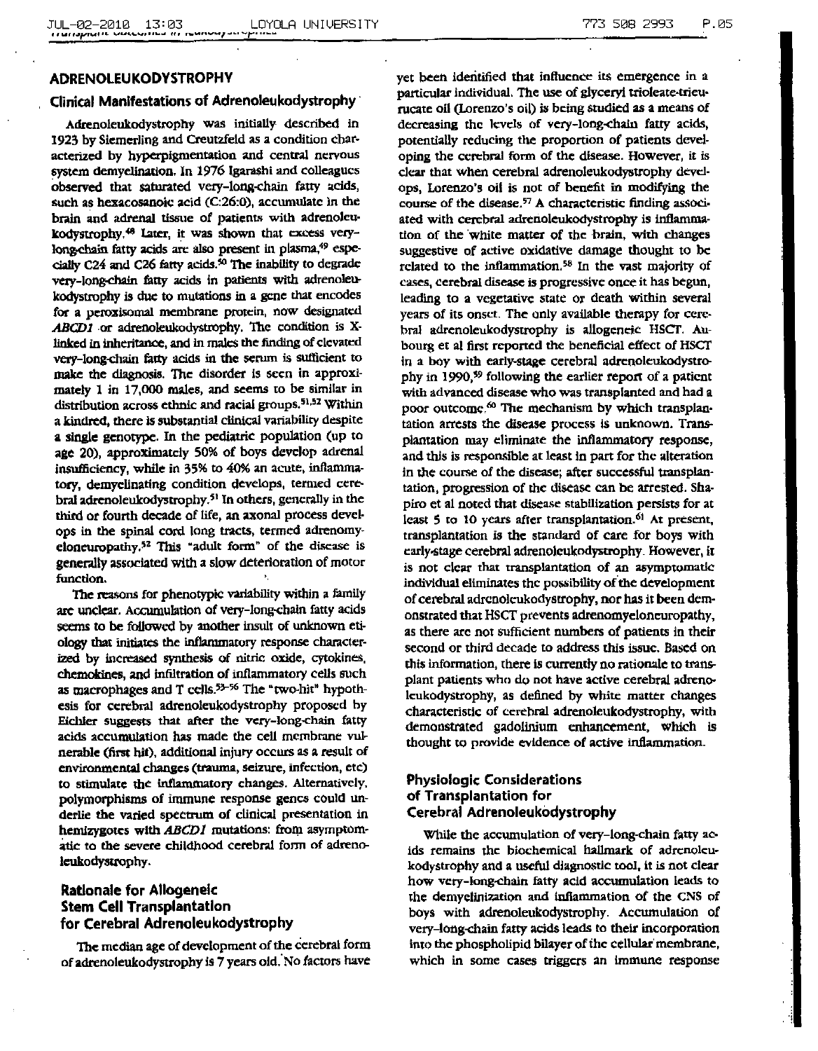## ADRENOLEUKODYSTROPHY

### Clinical Manifestations of Adrenoleukodystrophy

Adrenoleukodystrophy was initially described in 1923 by Siemerling and Creutzfeld as a condition characterized by hyperpigmentation and central nervous system demyelination. In 1976 Igarashi and colleagues observed that saturated very-long-chain fatty acids, such as hexacosanoic acid (C:26:0), accumulate in the brain and adrenal tissue of patients with adrenoleukodystrophy.[48] Later, it was shown that excess very-long-chain fatty acids are also present in plasma,[49] especially C24 and C26 fatty acids.[50] The inability to degrade very-long-chain fatty acids in patients with adrenoleukodystrophy is due to mutations in a gene that encodes for a peroxisomal membrane protein, now designated *ABCD1* or adrenoleukodystrophy. The condition is X-linked in inheritance, and in males the finding of elevated very-long-chain fatty acids in the serum is sufficient to make the diagnosis. The disorder is seen in approximately 1 in 17,000 males, and seems to be similar in distribution across ethnic and racial groups.[51,52] Within a kindred, there is substantial clinical variability despite a single genotype. In the pediatric population (up to age 20), approximately 50% of boys develop adrenal insufficiency, while in 35% to 40% an acute, inflammatory, demyelinating condition develops, termed cerebral adrenoleukodystrophy.[51] In others, generally in the third or fourth decade of life, an axonal process develops in the spinal cord long tracts, termed adrenomyeloneuropathy.[52] This "adult form" of the disease is generally associated with a slow deterioration of motor function.

The reasons for phenotypic variability within a family are unclear. Accumulation of very-long-chain fatty acids seems to be followed by another insult of unknown etiology that initiates the inflammatory response characterized by increased synthesis of nitric oxide, cytokines, chemokines, and infiltration of inflammatory cells such as macrophages and T cells.[53-56] The "two-hit" hypothesis for cerebral adrenoleukodystrophy proposed by Eichler suggests that after the very-long-chain fatty acids accumulation has made the cell membrane vulnerable (first hit), additional injury occurs as a result of environmental changes (trauma, seizure, infection, etc) to stimulate the inflammatory changes. Alternatively, polymorphisms of immune response genes could underlie the varied spectrum of clinical presentation in hemizygotes with *ABCD1* mutations: from asymptomatic to the severe childhood cerebral form of adrenoleukodystrophy.

### Rationale for Allogeneic Stem Cell Transplantation for Cerebral Adrenoleukodystrophy

The median age of development of the cerebral form of adrenoleukodystrophy is 7 years old. No factors have yet been identified that influence its emergence in a particular individual. The use of glyceryl trioleate-trieurucate oil (Lorenzo's oil) is being studied as a means of decreasing the levels of very-long-chain fatty acids, potentially reducing the proportion of patients developing the cerebral form of the disease. However, it is clear that when cerebral adrenoleukodystrophy develops, Lorenzo's oil is not of benefit in modifying the course of the disease.[57] A characteristic finding associated with cerebral adrenoleukodystrophy is inflammation of the white matter of the brain, with changes suggestive of active oxidative damage thought to be related to the inflammation.[58] In the vast majority of cases, cerebral disease is progressive once it has begun, leading to a vegetative state or death within several years of its onset. The only available therapy for cerebral adrenoleukodystrophy is allogeneic HSCT. Aubourg et al first reported the beneficial effect of HSCT in a boy with early-stage cerebral adrenoleukodystrophy in 1990,[59] following the earlier report of a patient with advanced disease who was transplanted and had a poor outcome.[60] The mechanism by which transplantation arrests the disease process is unknown. Transplantation may eliminate the inflammatory response, and this is responsible at least in part for the alteration in the course of the disease; after successful transplantation, progression of the disease can be arrested. Shapiro et al noted that disease stabilization persists for at least 5 to 10 years after transplantation.[61] At present, transplantation is the standard of care for boys with early-stage cerebral adrenoleukodystrophy. However, it is not clear that transplantation of an asymptomatic individual eliminates the possibility of the development of cerebral adrenoleukodystrophy, nor has it been demonstrated that HSCT prevents adrenomyeloneuropathy, as there are not sufficient numbers of patients in their second or third decade to address this issue. Based on this information, there is currently no rationale to transplant patients who do not have active cerebral adrenoleukodystrophy, as defined by white matter changes characteristic of cerebral adrenoleukodystrophy, with demonstrated gadolinium enhancement, which is thought to provide evidence of active inflammation.

### Physiologic Considerations of Transplantation for Cerebral Adrenoleukodystrophy

While the accumulation of very-long-chain fatty acids remains the biochemical hallmark of adrenoleukodystrophy and a useful diagnostic tool, it is not clear how very-long-chain fatty acid accumulation leads to the demyelinization and inflammation of the CNS of boys with adrenoleukodystrophy. Accumulation of very-long-chain fatty acids leads to their incorporation into the phospholipid bilayer of the cellular membrane, which in some cases triggers an immune response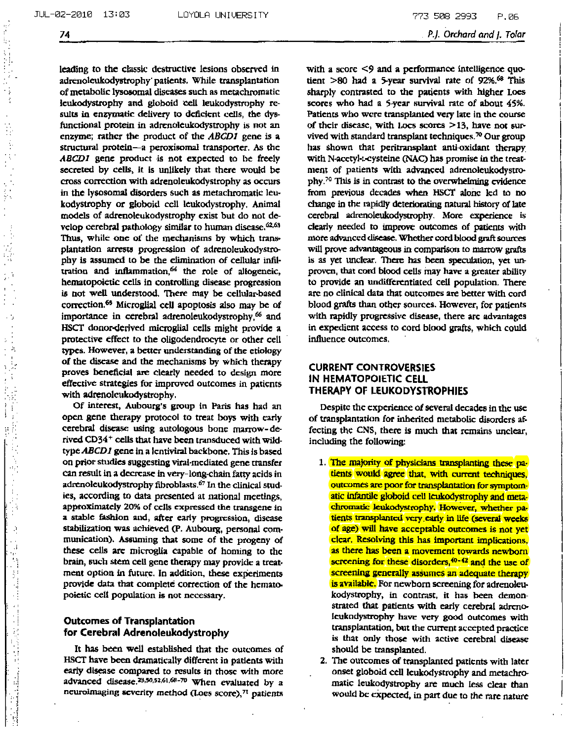leading to the classic destructive lesions observed in adrenoleukodystrophy patients. While transplantation of metabolic lysosomal diseases such as metachromatic leukodystrophy and globoid cell leukodystrophy results in enzymatic delivery to deficient cells, the dysfunctional protein in adrenoleukodystrophy is not an enzyme; rather the product of the *ABCD1* gene is a structural protein—a peroxisomal transporter. As the *ABCD1* gene product is not expected to be freely secreted by cells, it is unlikely that there would be cross correction with adrenoleukodystrophy as occurs in the lysosomal disorders such as metachromatic leukodystrophy or globoid cell leukodystrophy. Animal models of adrenoleukodystrophy exist but do not develop cerebral pathology similar to human disease.[62,63] Thus, while one of the mechanisms by which transplantation arrests progression of adrenoleukodystrophy is assumed to be the elimination of cellular infiltration and inflammation,[64] the role of allogeneic, hematopoietic cells in controlling disease progression is not well understood. There may be cellular-based correction.[65] Microglial cell apoptosis also may be of importance in cerebral adrenoleukodystrophy,[66] and HSCT donor-derived microglial cells might provide a protective effect to the oligodendrocyte or other cell types. However, a better understanding of the etiology of the disease and the mechanisms by which therapy proves beneficial are clearly needed to design more effective strategies for improved outcomes in patients with adrenoleukodystrophy.

Of interest, Aubourg's group in Paris has had an open gene therapy protocol to treat boys with early cerebral disease using autologous bone marrow-derived CD34[+] cells that have been transduced with wild-type *ABCD1* gene in a lentiviral backbone. This is based on prior studies suggesting viral-mediated gene transfer can result in a decrease in very-long-chain fatty acids in adrenoleukodystrophy fibroblasts.[67] In the clinical studies, according to data presented at national meetings, approximately 20% of cells expressed the transgene in a stable fashion and, after early progression, disease stabilization was achieved (P. Aubourg, personal communication). Assuming that some of the progeny of these cells are microglia capable of homing to the brain, such stem cell gene therapy may provide a treatment option in future. In addition, these experiments provide data that complete correction of the hematopoietic cell population is not necessary.

## Outcomes of Transplantation for Cerebral Adrenoleukodystrophy

It has been well established that the outcomes of HSCT have been dramatically different in patients with early disease compared to results in those with more advanced disease.[29,50,52,61,68-70] When evaluated by a neuroimaging severity method (Loes score),[71] patients with a score <9 and a performance intelligence quotient >80 had a 5-year survival rate of 92%.[68] This sharply contrasted to the patients with higher Loes scores who had a 5-year survival rate of about 45%. Patients who were transplanted very late in the course of their disease, with Loes scores >13, have not survived with standard transplant techniques.[70] Our group has shown that peritransplant anti-oxidant therapy with N-acetyl-L-cysteine (NAC) has promise in the treatment of patients with advanced adrenoleukodystrophy.[70] This is in contrast to the overwhelming evidence from previous decades when HSCT alone led to no change in the rapidly deteriorating natural history of late cerebral adrenoleukodystrophy. More experience is clearly needed to improve outcomes of patients with more advanced disease. Whether cord blood graft sources will prove advantageous in comparison to marrow grafts is as yet unclear. There has been speculation, yet unproven, that cord blood cells may have a greater ability to provide an undifferentiated cell population. There are no clinical data that outcomes are better with cord blood grafts than other sources. However, for patients with rapidly progressive disease, there are advantages in expedient access to cord blood grafts, which could influence outcomes.

## CURRENT CONTROVERSIES IN HEMATOPOIETIC CELL THERAPY OF LEUKODYSTROPHIES

Despite the experience of several decades in the use of transplantation for inherited metabolic disorders affecting the CNS, there is much that remains unclear, including the following:

1. The majority of physicians transplanting these patients would agree that, with current techniques, outcomes are poor for transplantation for symptomatic infantile globoid cell leukodystrophy and metachromatic leukodystrophy. However, whether patients transplanted very early in life (several weeks of age) will have acceptable outcomes is not yet clear. Resolving this has important implications, as there has been a movement towards newborn screening for these disorders,[40-42] and the use of screening generally assumes an adequate therapy is available. For newborn screening for adrenoleukodystrophy, in contrast, it has been demonstrated that patients with early cerebral adrenoleukodystrophy have very good outcomes with transplantation, but the current accepted practice is that only those with active cerebral disease should be transplanted.
2. The outcomes of transplanted patients with later onset globoid cell leukodystrophy and metachromatic leukodystrophy are much less clear than would be expected, in part due to the rare nature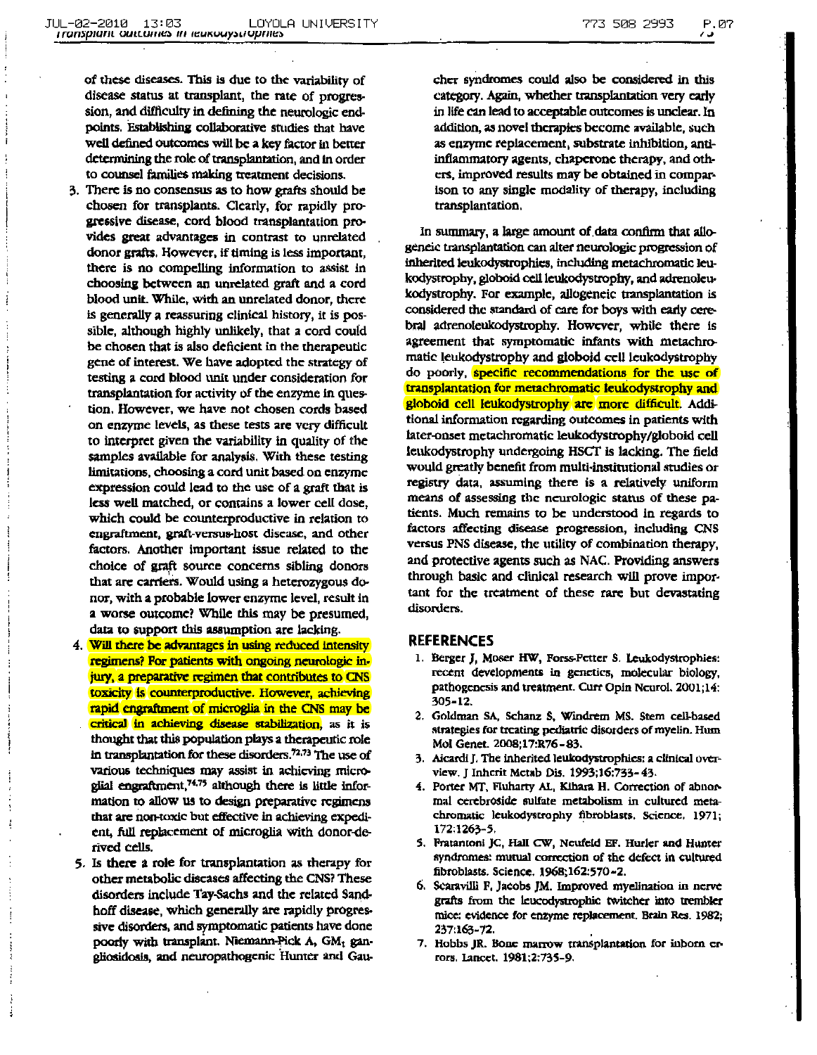of these diseases. This is due to the variability of disease status at transplant, the rate of progression, and difficulty in defining the neurologic endpoints. Establishing collaborative studies that have well defined outcomes will be a key factor in better determining the role of transplantation, and in order to counsel families making treatment decisions.

3. There is no consensus as to how grafts should be chosen for transplants. Clearly, for rapidly progressive disease, cord blood transplantation provides great advantages in contrast to unrelated donor grafts. However, if timing is less important, there is no compelling information to assist in choosing between an unrelated graft and a cord blood unit. While, with an unrelated donor, there is generally a reassuring clinical history, it is possible, although highly unlikely, that a cord could be chosen that is also deficient in the therapeutic gene of interest. We have adopted the strategy of testing a cord blood unit under consideration for transplantation for activity of the enzyme in question. However, we have not chosen cords based on enzyme levels, as these tests are very difficult to interpret given the variability in quality of the samples available for analysis. With these testing limitations, choosing a cord unit based on enzyme expression could lead to the use of a graft that is less well matched, or contains a lower cell dose, which could be counterproductive in relation to engraftment, graft-versus-host disease, and other factors. Another important issue related to the choice of graft source concerns sibling donors that are carriers. Would using a heterozygous donor, with a probable lower enzyme level, result in a worse outcome? While this may be presumed, data to support this assumption are lacking.
4. Will there be advantages in using reduced intensity regimens? For patients with ongoing neurologic injury, a preparative regimen that contributes to CNS toxicity is counterproductive. However, achieving rapid engraftment of microglia in the CNS may be critical in achieving disease stabilization, as it is thought that this population plays a therapeutic role in transplantation for these disorders.[72,73] The use of various techniques may assist in achieving microglial engraftment,[74,75] although there is little information to allow us to design preparative regimens that are non-toxic but effective in achieving expedient, full replacement of microglia with donor-derived cells.
5. Is there a role for transplantation as therapy for other metabolic diseases affecting the CNS? These disorders include Tay-Sachs and the related Sandhoff disease, which generally are rapidly progressive disorders, and symptomatic patients have done poorly with transplant. Niemann-Pick A, $GM_1$ gangliosidosis, and neuropathogenic Hunter and Gaucher syndromes could also be considered in this category. Again, whether transplantation very early in life can lead to acceptable outcomes is unclear. In addition, as novel therapies become available, such as enzyme replacement, substrate inhibition, anti-inflammatory agents, chaperone therapy, and others, improved results may be obtained in comparison to any single modality of therapy, including transplantation.

In summary, a large amount of data confirm that allogeneic transplantation can alter neurologic progression of inherited leukodystrophies, including metachromatic leukodystrophy, globoid cell leukodystrophy, and adrenoleukodystrophy. For example, allogeneic transplantation is considered the standard of care for boys with early cerebral adrenoleukodystrophy. However, while there is agreement that symptomatic infants with metachromatic leukodystrophy and globoid cell leukodystrophy do poorly, specific recommendations for the use of transplantation for metachromatic leukodystrophy and globoid cell leukodystrophy are more difficult. Additional information regarding outcomes in patients with later-onset metachromatic leukodystrophy/globoid cell leukodystrophy undergoing HSCT is lacking. The field would greatly benefit from multi-institutional studies or registry data, assuming there is a relatively uniform means of assessing the neurologic status of these patients. Much remains to be understood in regards to factors affecting disease progression, including CNS versus PNS disease, the utility of combination therapy, and protective agents such as NAC. Providing answers through basic and clinical research will prove important for the treatment of these rare but devastating disorders.

## REFERENCES

1. Berger J, Moser HW, Forss-Petter S. Leukodystrophies: recent developments in genetics, molecular biology, pathogenesis and treatment. Curr Opin Neurol. 2001;14:305-12.
2. Goldman SA, Schanz S, Windrem MS. Stem cell-based strategies for treating pediatric disorders of myelin. Hum Mol Genet. 2008;17:R76-83.
3. Aicardi J. The inherited leukodystrophies: a clinical overview. J Inherit Metab Dis. 1993;16:733-43.
4. Porter MT, Fluharty AL, Kihara H. Correction of abnormal cerebroside sulfate metabolism in cultured metachromatic leukodystrophy fibroblasts. Science. 1971;172:1263-5.
5. Fratantoni JC, Hall CW, Neufeld EF. Hurler and Hunter syndromes: mutual correction of the defect in cultured fibroblasts. Science. 1968;162:570-2.
6. Scaravilli F, Jacobs JM. Improved myelination in nerve grafts from the leucodystrophic twitcher into trembler mice: evidence for enzyme replacement. Brain Res. 1982;237:163-72.
7. Hobbs JR. Bone marrow transplantation for inborn errors. Lancet. 1981;2:735-9.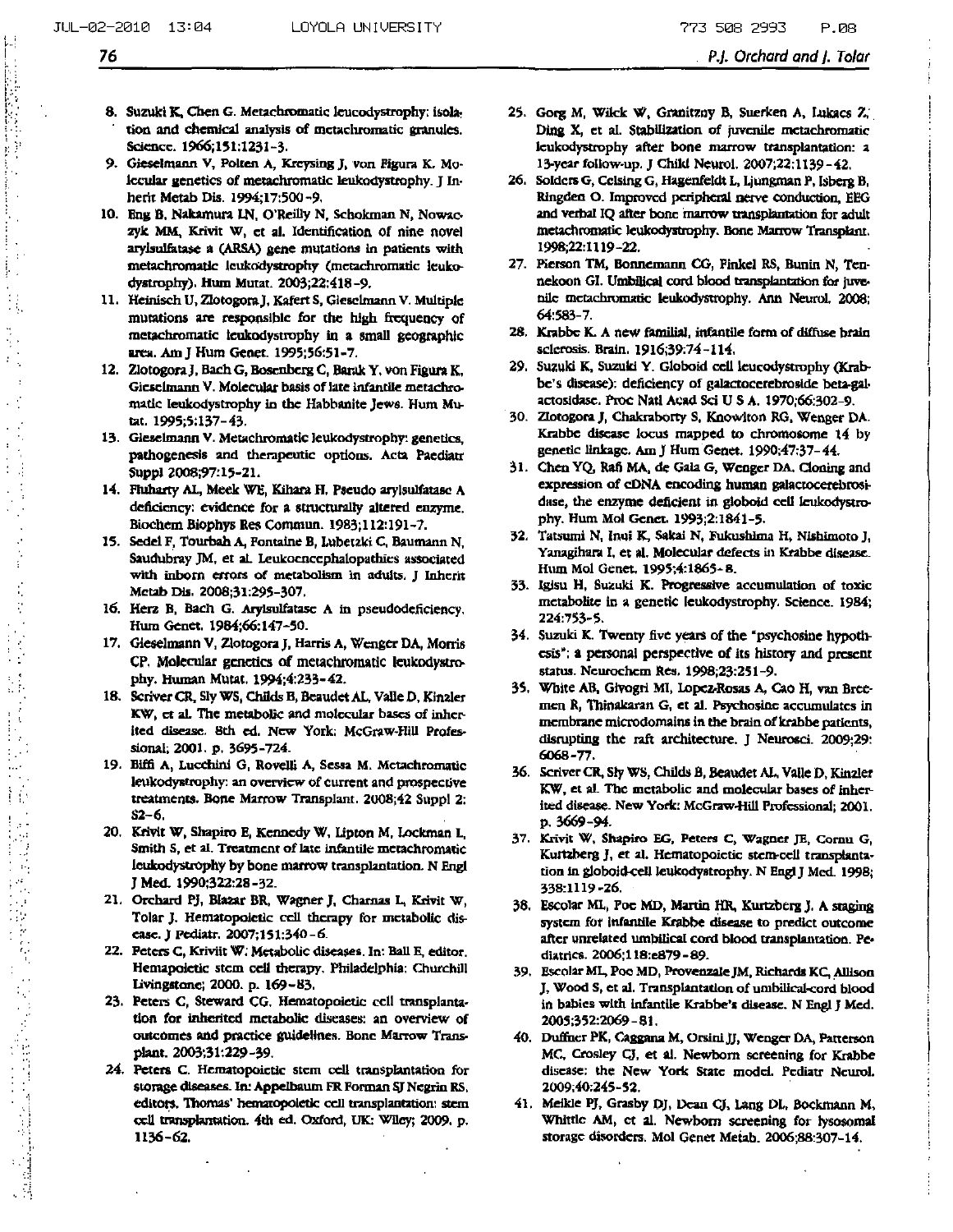8. Suzuki K, Chen G. Metachromatic leucodystrophy: isolation and chemical analysis of metachromatic granules. Science. 1966;151:1231-3.
9. Gieselmann V, Polten A, Kreysing J, von Figura K. Molecular genetics of metachromatic leukodystrophy. J Inherit Metab Dis. 1994;17:500-9.
10. Eng B, Nakamura LN, O'Reilly N, Schokman N, Nowaczyk MM, Krivit W, et al. Identification of nine novel arylsulfatase a (ARSA) gene mutations in patients with metachromatic leukodystrophy (metachromatic leukodystrophy). Hum Mutat. 2003;22:418-9.
11. Heinisch U, Zlotogora J, Kafert S, Gieselmann V. Multiple mutations are responsible for the high frequency of metachromatic leukodystrophy in a small geographic area. Am J Hum Genet. 1995;56:51-7.
12. Zlotogora J, Bach G, Bosenberg C, Barak Y, von Figura K, Gieselmann V. Molecular basis of late infantile metachromatic leukodystrophy in the Habbanite Jews. Hum Mutat. 1995;5:137-43.
13. Gieselmann V. Metachromatic leukodystrophy: genetics, pathogenesis and therapeutic options. Acta Paediatr Suppl 2008;97:15-21.
14. Fluharty AL, Meek WE, Kihara H. Pseudo arylsulfatase A deficiency: evidence for a structurally altered enzyme. Biochem Biophys Res Commun. 1983;112:191-7.
15. Sedel F, Tourbah A, Fontaine B, Lubetzki C, Baumann N, Saudubray JM, et al. Leukoencephalopathies associated with inborn errors of metabolism in adults. J Inherit Metab Dis. 2008;31:295-307.
16. Herz B, Bach G. Arylsulfatase A in pseudodeficiency. Hum Genet. 1984;66:147-50.
17. Gieselmann V, Zlotogora J, Harris A, Wenger DA, Morris CP. Molecular genetics of metachromatic leukodystrophy. Human Mutat. 1994;4:233-42.
18. Scriver CR, Sly WS, Childs B, Beaudet AL, Valle D, Kinzler KW, et al. The metabolic and molecular bases of inherited disease. 8th ed. New York: McGraw-Hill Professional; 2001. p. 3695-724.
19. Biffi A, Lucchini G, Rovelli A, Sessa M. Metachromatic leukodystrophy: an overview of current and prospective treatments. Bone Marrow Transplant. 2008;42 Suppl 2: S2-6.
20. Krivit W, Shapiro E, Kennedy W, Lipton M, Lockman L, Smith S, et al. Treatment of late infantile metachromatic leukodystrophy by bone marrow transplantation. N Engl J Med. 1990;322:28-32.
21. Orchard PJ, Blazar BR, Wagner J, Charnas L, Krivit W, Tolar J. Hematopoietic cell therapy for metabolic disease. J Pediatr. 2007;151:340-6.
22. Peters C, Kriviit W. Metabolic diseases. In: Ball E, editor. Hemapoietic stem cell therapy. Philadelphia: Churchill Livingstone; 2000. p. 169-83.
23. Peters C, Steward CG. Hematopoietic cell transplantation for inherited metabolic diseases: an overview of outcomes and practice guidelines. Bone Marrow Transplant. 2003;31:229-39.
24. Peters C. Hematopoietic stem cell transplantation for storage diseases. In: Appelbaum FR Forman SJ Negrin RS, editors. Thomas' hematopoietic cell transplantation: stem cell transplantation. 4th ed. Oxford, UK: Wiley; 2009. p. 1136-62.
25. Gorg M, Wilck W, Granitzny B, Suerken A, Lukacs Z, Ding X, et al. Stabilization of juvenile metachromatic leukodystrophy after bone marrow transplantation: a 13-year follow-up. J Child Neurol. 2007;22:1139-42.
26. Solders G, Celsing G, Hagenfeldt L, Ljungman P, Isberg B, Ringden O. Improved peripheral nerve conduction, EEG and verbal IQ after bone marrow transplantation for adult metachromatic leukodystrophy. Bone Marrow Transplant. 1998;22:1119-22.
27. Pierson TM, Bonnemann CG, Finkel RS, Bunin N, Tennekoon GI. Umbilical cord blood transplantation for juvenile metachromatic leukodystrophy. Ann Neurol. 2008; 64:583-7.
28. Krabbe K. A new familial, infantile form of diffuse brain sclerosis. Brain. 1916;39:74-114.
29. Suzuki K, Suzuki Y. Globoid cell leucodystrophy (Krabbe's disease): deficiency of galactocerebroside beta-galactosidase. Proc Natl Acad Sci U S A. 1970;66:302-9.
30. Zlotogora J, Chakraborty S, Knowlton RG, Wenger DA. Krabbe disease locus mapped to chromosome 14 by genetic linkage. Am J Hum Genet. 1990;47:37-44.
31. Chen YQ, Rafi MA, de Gala G, Wenger DA. Cloning and expression of cDNA encoding human galactocerebrosidase, the enzyme deficient in globoid cell leukodystrophy. Hum Mol Genet. 1993;2:1841-5.
32. Tatsumi N, Inui K, Sakai N, Fukushima H, Nishimoto J, Yanagihara I, et al. Molecular defects in Krabbe disease. Hum Mol Genet. 1995;4:1865-8.
33. Igisu H, Suzuki K. Progressive accumulation of toxic metabolite in a genetic leukodystrophy. Science. 1984; 224:753-5.
34. Suzuki K. Twenty five years of the "psychosine hypothesis": a personal perspective of its history and present status. Neurochem Res. 1998;23:251-9.
35. White AB, Givogri MI, Lopez-Rosas A, Cao H, van Breemen R, Thinakaran G, et al. Psychosine accumulates in membrane microdomains in the brain of krabbe patients, disrupting the raft architecture. J Neurosci. 2009;29: 6068-77.
36. Scriver CR, Sly WS, Childs B, Beaudet AL, Valle D, Kinzler KW, et al. The metabolic and molecular bases of inherited disease. New York: McGraw-Hill Professional; 2001. p. 3669-94.
37. Krivit W, Shapiro EG, Peters C, Wagner JE, Cornu G, Kurtzberg J, et al. Hematopoietic stem-cell transplantation in globoid-cell leukodystrophy. N Engl J Med. 1998; 338:1119-26.
38. Escolar ML, Poe MD, Martin HR, Kurtzberg J. A staging system for infantile Krabbe disease to predict outcome after unrelated umbilical cord blood transplantation. Pediatrics. 2006;118:e879-89.
39. Escolar ML, Poe MD, Provenzale JM, Richards KC, Allison J, Wood S, et al. Transplantation of umbilical-cord blood in babies with infantile Krabbe's disease. N Engl J Med. 2005;352:2069-81.
40. Duffner PK, Caggana M, Orsini JJ, Wenger DA, Patterson MC, Crosley CJ, et al. Newborn screening for Krabbe disease: the New York State model. Pediatr Neurol. 2009;40:245-52.
41. Meikle PJ, Grasby DJ, Dean CJ, Lang DL, Bockmann M, Whittle AM, et al. Newborn screening for lysosomal storage disorders. Mol Genet Metab. 2006;88:307-14.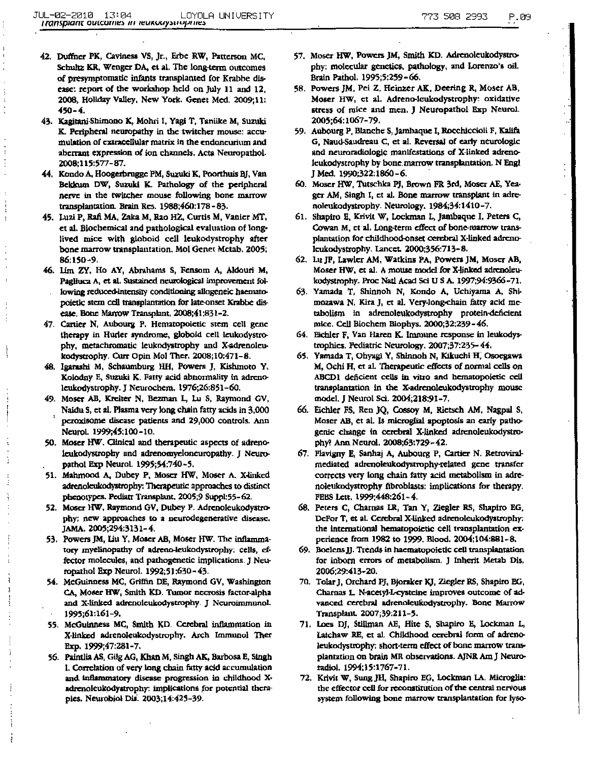42. Duffner PK, Caviness VS, Jr., Erbe RW, Patterson MC, Schultz KR, Wenger DA, et al. The long-term outcomes of presymptomatic infants transplanted for Krabbe disease: report of the workshop held on July 11 and 12, 2008, Holiday Valley, New York. Genet Med. 2009;11:450-4.
43. Kagitani-Shimono K, Mohri I, Yagi T, Taniike M, Suzuki K. Peripheral neuropathy in the twitcher mouse: accumulation of extracellular matrix in the endoneurium and aberrant expression of ion channels. Acta Neuropathol. 2008;115:577-87.
44. Kondo A, Hoogerbrugge PM, Suzuki K, Poorthuis BJ, Van Bekkum DW, Suzuki K. Pathology of the peripheral nerve in the twitcher mouse following bone marrow transplantation. Brain Res. 1988;460:178-83.
45. Luzi P, Rafi MA, Zaka M, Rao HZ, Curtis M, Vanier MT, et al. Biochemical and pathological evaluation of long-lived mice with globoid cell leukodystrophy after bone marrow transplantation. Mol Genet Metab. 2005;86:150-9.
46. Lim ZY, Ho AY, Abrahams S, Fensom A, Aldouri M, Pagliuca A, et al. Sustained neurological improvement following reduced-intensity conditioning allogeneic haematopoietic stem cell transplantation for late-onset Krabbe disease. Bone Marrow Transplant. 2008;41:831-2.
47. Cartier N, Aubourg P. Hematopoietic stem cell gene therapy in Hurler syndrome, globoid cell leukodystrophy, metachromatic leukodystrophy and X-adrenoleukodystrophy. Curr Opin Mol Ther. 2008;10:471-8.
48. Igarashi M, Schaumburg HH, Powers J, Kishmoto Y, Kolodny E, Suzuki K. Fatty acid abnormality in adrenoleukodystrophy. J Neurochem. 1976;26:851-60.
49. Moser AB, Kreiter N, Bezman L, Lu S, Raymond GV, Naidu S, et al. Plasma very long chain fatty acids in 3,000 peroxisome disease patients and 29,000 controls. Ann Neurol. 1999;45:100-10.
50. Moser HW. Clinical and therapeutic aspects of adrenoleukodystrophy and adrenomyeloneuropathy. J Neuropathol Exp Neurol. 1995;54:740-5.
51. Mahmood A, Dubey P, Moser HW, Moser A. X-linked adrenoleukodystrophy: therapeutic approaches to distinct phenotypes. Pediatr Transplant. 2005;9 Suppl:55-62.
52. Moser HW, Raymond GV, Dubey P. Adrenoleukodystrophy: new approaches to a neurodegenerative disease. JAMA. 2005;294:3131-4.
53. Powers JM, Liu Y, Moser AB, Moser HW. The inflammatory myelinopathy of adreno-leukodystrophy: cells, effector molecules, and pathogenetic implications. J Neuropathol Exp Neurol. 1992;51:630-43.
54. McGuinness MC, Griffin DE, Raymond GV, Washington CA, Moser HW, Smith KD. Tumor necrosis factor-alpha and X-linked adrenoleukodystrophy. J Neuroimmunol. 1995;61:161-9.
55. McGuinness MC, Smith KD. Cerebral inflammation in X-linked adrenoleukodystrophy. Arch Immunol Ther Exp. 1999;47:281-7.
56. Paintlia AS, Gilg AG, Khan M, Singh AK, Barbosa E, Singh I. Correlation of very long chain fatty acid accumulation and inflammatory disease progression in childhood X-adrenoleukodystrophy: implications for potential therapies. Neurobiol Dis. 2003;14:425-39.
57. Moser HW, Powers JM, Smith KD. Adrenoleukodystrophy: molecular genetics, pathology, and Lorenzo's oil. Brain Pathol. 1995;5:259-66.
58. Powers JM, Pei Z, Heinzer AK, Deering R, Moser AB, Moser HW, et al. Adreno-leukodystrophy: oxidative stress of mice and men. J Neuropathol Exp Neurol. 2005;64:1067-79.
59. Aubourg P, Blanche S, Jambaque I, Rocchiccioli F, Kalifa G, Naud-Saudreau C, et al. Reversal of early neurologic and neuroradiologic manifestations of X-linked adrenoleukodystrophy by bone marrow transplantation. N Engl J Med. 1990;322:1860-6.
60. Moser HW, Tutschka PJ, Brown FR 3rd, Moser AE, Yeager AM, Singh I, et al. Bone marrow transplant in adrenoleukodystrophy. Neurology. 1984;34:1410-7.
61. Shapiro E, Krivit W, Lockman L, Jambaque I, Peters C, Cowan M, et al. Long-term effect of bone-marrow transplantation for childhood-onset cerebral X-linked adrenoleukodystrophy. Lancet. 2000;356:713-8.
62. Lu JF, Lawler AM, Watkins PA, Powers JM, Moser AB, Moser HW, et al. A mouse model for X-linked adrenoleukodystrophy. Proc Natl Acad Sci U S A. 1997;94:9366-71.
63. Yamada T, Shinnoh N, Kondo A, Uchiyama A, Shimozawa N, Kira J, et al. Very-long-chain fatty acid metabolism in adrenoleukodystrophy protein-deficient mice. Cell Biochem Biophys. 2000;32:239-46.
64. Eichler F, Van Haren K. Immune response in leukodystrophies. Pediatric Neurology. 2007;37:235-44.
65. Yamada T, Ohyagi Y, Shinnoh N, Kikuchi H, Osoegawa M, Ochi H, et al. Therapeutic effects of normal cells on ABCD1 deficient cells in vitro and hematopoietic cell transplantation in the X-adrenoleukodystrophy mouse model. J Neurol Sci. 2004;218:91-7.
66. Eichler FS, Ren JQ, Cossoy M, Rietsch AM, Nagpal S, Moser AB, et al. Is microglial apoptosis an early pathogenic change in cerebral X-linked adrenoleukodystrophy? Ann Neurol. 2008;63:729-42.
67. Flavigny E, Sanhaj A, Aubourg P, Cartier N. Retroviral-mediated adrenoleukodystrophy-related gene transfer corrects very long chain fatty acid metabolism in adrenoleukodystrophy fibroblasts: implications for therapy. FEBS Lett. 1999;448:261-4.
68. Peters C, Charnas LR, Tan Y, Ziegler RS, Shapiro EG, DeFor T, et al. Cerebral X-linked adrenoleukodystrophy: the international hematopoietic cell transplantation experience from 1982 to 1999. Blood. 2004;104:881-8.
69. Boelens JJ. Trends in haematopoietic cell transplantation for inborn errors of metabolism. J Inherit Metab Dis. 2006;29:413-20.
70. Tolar J, Orchard PJ, Bjoraker KJ, Ziegler RS, Shapiro EG, Charnas L. N-acetyl-L-cysteine improves outcome of advanced cerebral adrenoleukodystrophy. Bone Marrow Transplant. 2007;39:211-5.
71. Loes DJ, Stillman AE, Hite S, Shapiro E, Lockman L, Latchaw RE, et al. Childhood cerebral form of adrenoleukodystrophy: short-term effect of bone marrow transplantation on brain MR observations. AJNR Am J Neuroradiol. 1994;15:1767-71.
72. Krivit W, Sung JH, Shapiro EG, Lockman LA. Microglia: the effector cell for reconstitution of the central nervous system following bone marrow transplantation for lyso-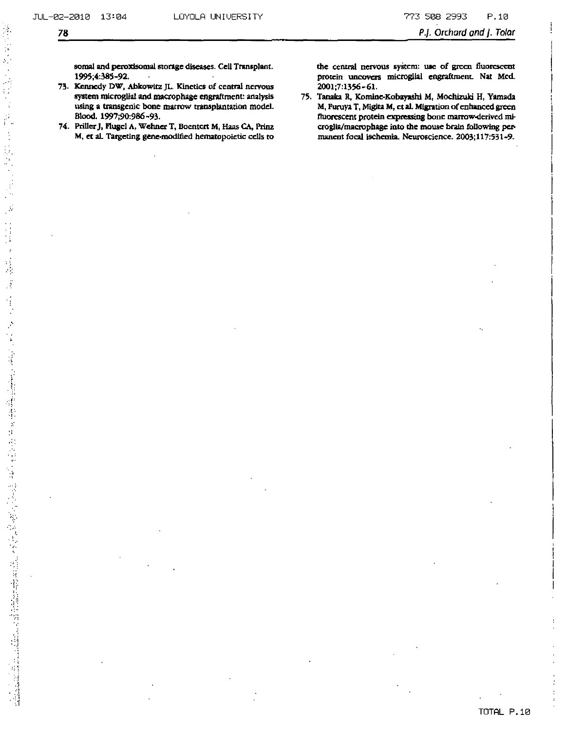somal and peroxisomal storage diseases. Cell Transplant. 1995;4:385-92.

73. Kennedy DW, Abkowitz JL. Kinetics of central nervous system microglial and macrophage engraftment: analysis using a transgenic bone marrow transplantation model. Blood. 1997;90:986-93.
74. Priller J, Flugel A, Wehner T, Boentert M, Haas CA, Prinz M, et al. Targeting gene-modified hematopoietic cells to the central nervous system: use of green fluorescent protein uncovers microglial engraftment. Nat Med. 2001;7:1356-61.
75. Tanaka R, Komine-Kobayashi M, Mochizuki H, Yamada M, Furuya T, Migita M, et al. Migration of enhanced green fluorescent protein expressing bone marrow-derived microglia/macrophage into the mouse brain following permanent focal ischemia. Neuroscience. 2003;117:531-9.